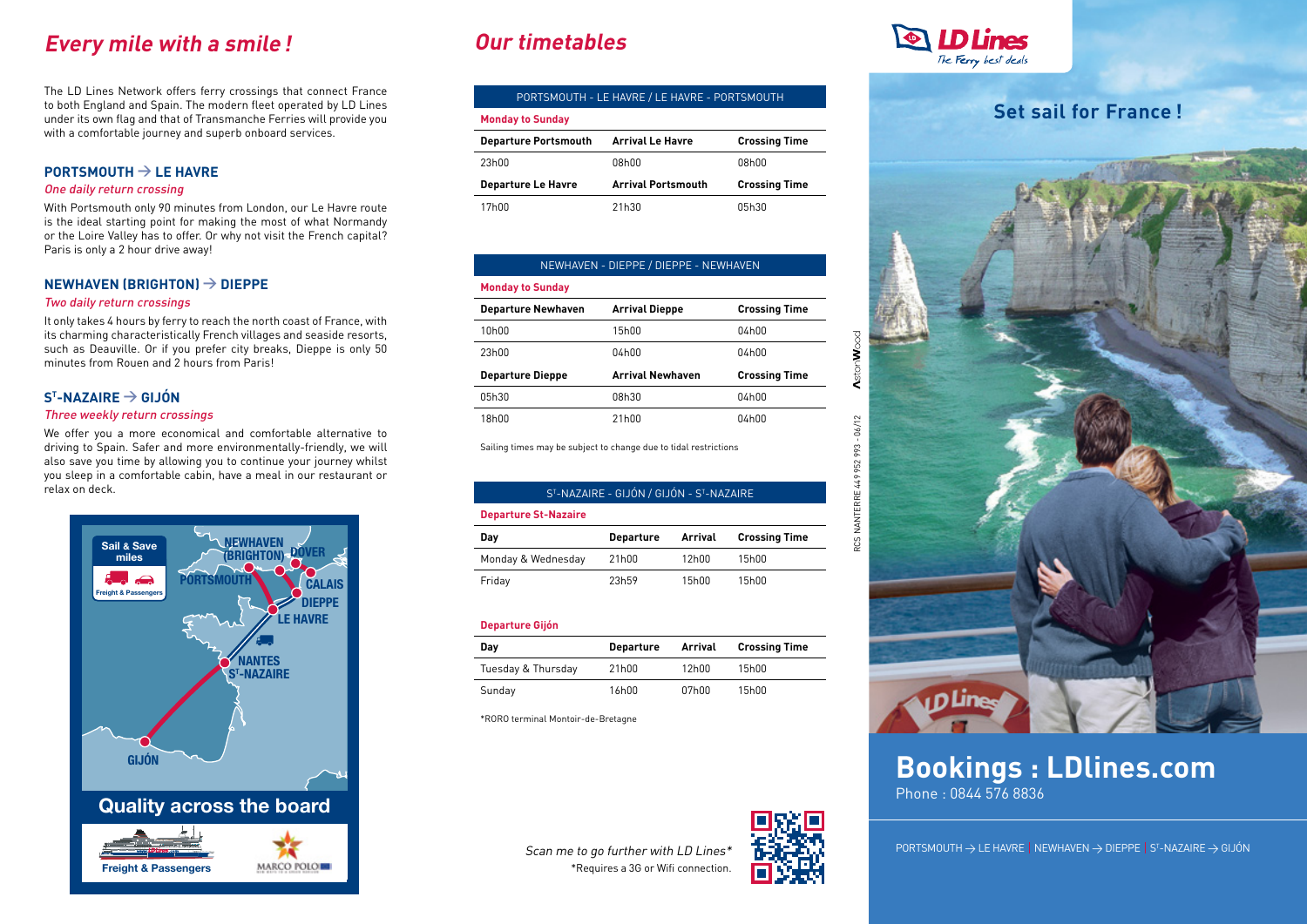# Every mile with a smile !

The LD Lines Network offers ferry crossings that connect France to both England and Spain. The modern fleet operated by LD Lines under its own flag and that of Transmanche Ferries will provide you with a comfortable journey and superb onboard services.

## PORTSMOUTH → LE HAVRE

*One daily return crossing*

With Portsmouth only 90 minutes from London, our Le Havre route is the ideal starting point for making the most of what Normandy or the Loire Valley has to offer. Or why not visit the French capital? Paris is only a 2 hour drive away!

## NEWHAVEN (BRIGHTON) → DIEPPE

*Two daily return crossings*

It only takes 4 hours by ferry to reach the north coast of France, with its charming characteristically French villages and seaside resorts, such as Deauville. Or if you prefer city breaks, Dieppe is only 50 minutes from Rouen and 2 hours from Paris!

## ST-NAZAIRE → GIJÓN

*Three weekly return crossings*

We offer you a more economical and comfortable alternative to driving to Spain. Safer and more environmentally-friendly, we will also save you time by allowing you to continue your journey whilst you sleep in a comfortable cabin, have a meal in our restaurant or relax on deck.

Sail & Save miles

Freight & Passengers

NEWHAVEN (BRIGHTON) DOVER PORTSMOUTH CALAIS DIEPPE LE HAVRE NANTES ST-NAZAIRE GIJÓN

Quality across the board

Freight & Passengers

MARCO POLO

# Our timetables

**PORTSMOUTH - LE HAVRE / LE HAVRE - PORTSMOUTH**

**Monday to Sunday**

| Departure Portsmouth | Arrival Le Havre | Crossing Time |
|---|---|---|
| 23h00 | 08h00 | 08h00 |
| **Departure Le Havre** | **Arrival Portsmouth** | **Crossing Time** |
| 17h00 | 21h30 | 05h30 |

**NEWHAVEN - DIEPPE / DIEPPE - NEWHAVEN**

**Monday to Sunday**

| Departure Newhaven | Arrival Dieppe | Crossing Time |
|---|---|---|
| 10h00 | 15h00 | 04h00 |
| 23h00 | 04h00 | 04h00 |
| **Departure Dieppe** | **Arrival Newhaven** | **Crossing Time** |
| 05h30 | 08h30 | 04h00 |
| 18h00 | 21h00 | 04h00 |

Sailing times may be subject to change due to tidal restrictions

**ST-NAZAIRE - GIJÓN / GIJÓN - ST-NAZAIRE**

**Departure St-Nazaire**

| Day | Departure | Arrival | Crossing Time |
|---|---|---|---|
| Monday & Wednesday | 21h00 | 12h00 | 15h00 |
| Friday | 23h59 | 15h00 | 15h00 |

**Departure Gijón**

| Day | Departure | Arrival | Crossing Time |
|---|---|---|---|
| Tuesday & Thursday | 21h00 | 12h00 | 15h00 |
| Sunday | 16h00 | 07h00 | 15h00 |

*RORO terminal Montoir-de-Bretagne

*Scan me to go further with LD Lines**

*Requires a 3G or Wifi connection.

RCS NANTERRE 449 952 993 - 06/12

LD Lines
The Ferry best deals

## Set sail for France !

# Bookings : LDlines.com

Phone : 0844 576 8836

PORTSMOUTH → LE HAVRE | NEWHAVEN → DIEPPE | ST-NAZAIRE → GIJÓN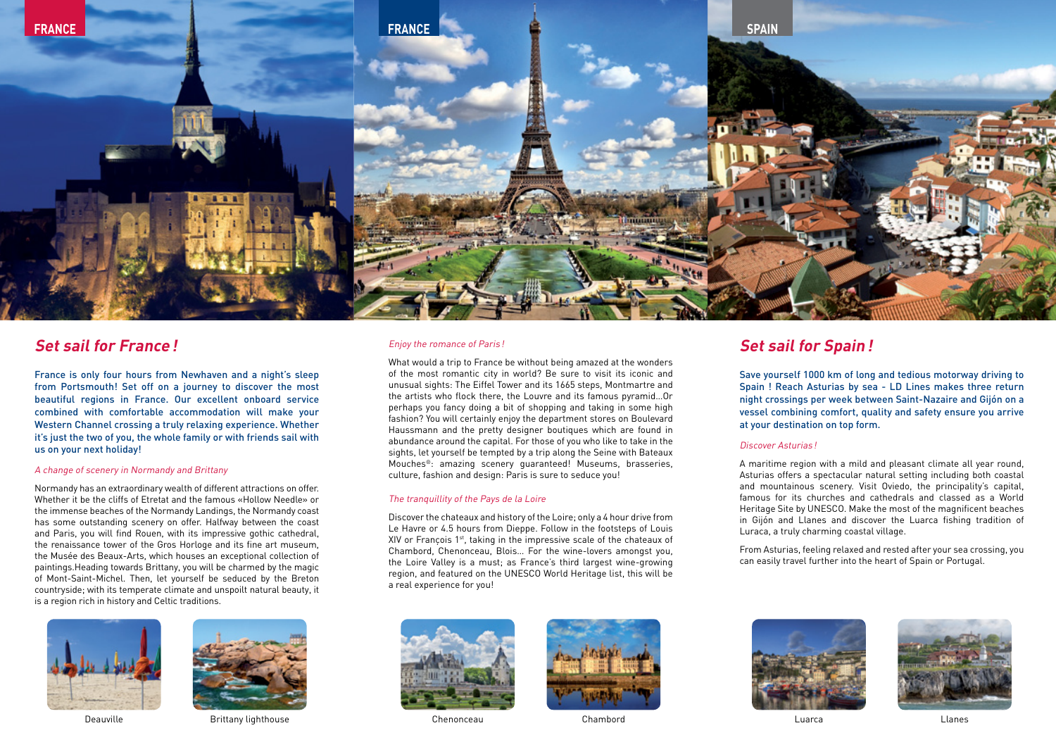FRANCE

FRANCE

SPAIN

## Set sail for France !

France is only four hours from Newhaven and a night's sleep from Portsmouth! Set off on a journey to discover the most beautiful regions in France. Our excellent onboard service combined with comfortable accommodation will make your Western Channel crossing a truly relaxing experience. Whether it's just the two of you, the whole family or with friends sail with us on your next holiday!

*A change of scenery in Normandy and Brittany*

Normandy has an extraordinary wealth of different attractions on offer. Whether it be the cliffs of Etretat and the famous «Hollow Needle» or the immense beaches of the Normandy Landings, the Normandy coast has some outstanding scenery on offer. Halfway between the coast and Paris, you will find Rouen, with its impressive gothic cathedral, the renaissance tower of the Gros Horloge and its fine art museum, the Musée des Beaux-Arts, which houses an exceptional collection of paintings.Heading towards Brittany, you will be charmed by the magic of Mont-Saint-Michel. Then, let yourself be seduced by the Breton countryside; with its temperate climate and unspoilt natural beauty, it is a region rich in history and Celtic traditions.

Deauville

Brittany lighthouse

*Enjoy the romance of Paris !*

What would a trip to France be without being amazed at the wonders of the most romantic city in world? Be sure to visit its iconic and unusual sights: The Eiffel Tower and its 1665 steps, Montmartre and the artists who flock there, the Louvre and its famous pyramid...Or perhaps you fancy doing a bit of shopping and taking in some high fashion? You will certainly enjoy the department stores on Boulevard Haussmann and the pretty designer boutiques which are found in abundance around the capital. For those of you who like to take in the sights, let yourself be tempted by a trip along the Seine with Bateaux Mouches®: amazing scenery guaranteed! Museums, brasseries, culture, fashion and design: Paris is sure to seduce you!

*The tranquillity of the Pays de la Loire*

Discover the chateaux and history of the Loire; only a 4 hour drive from Le Havre or 4.5 hours from Dieppe. Follow in the footsteps of Louis XIV or François 1st, taking in the impressive scale of the chateaux of Chambord, Chenonceau, Blois... For the wine-lovers amongst you, the Loire Valley is a must; as France's third largest wine-growing region, and featured on the UNESCO World Heritage list, this will be a real experience for you!

Chenonceau

Chambord

## Set sail for Spain !

Save yourself 1000 km of long and tedious motorway driving to Spain ! Reach Asturias by sea - LD Lines makes three return night crossings per week between Saint-Nazaire and Gijón on a vessel combining comfort, quality and safety ensure you arrive at your destination on top form.

*Discover Asturias !*

A maritime region with a mild and pleasant climate all year round, Asturias offers a spectacular natural setting including both coastal and mountainous scenery. Visit Oviedo, the principality's capital, famous for its churches and cathedrals and classed as a World Heritage Site by UNESCO. Make the most of the magnificent beaches in Gijón and Llanes and discover the Luarca fishing tradition of Luraca, a truly charming coastal village.

From Asturias, feeling relaxed and rested after your sea crossing, you can easily travel further into the heart of Spain or Portugal.

Luarca

Llanes